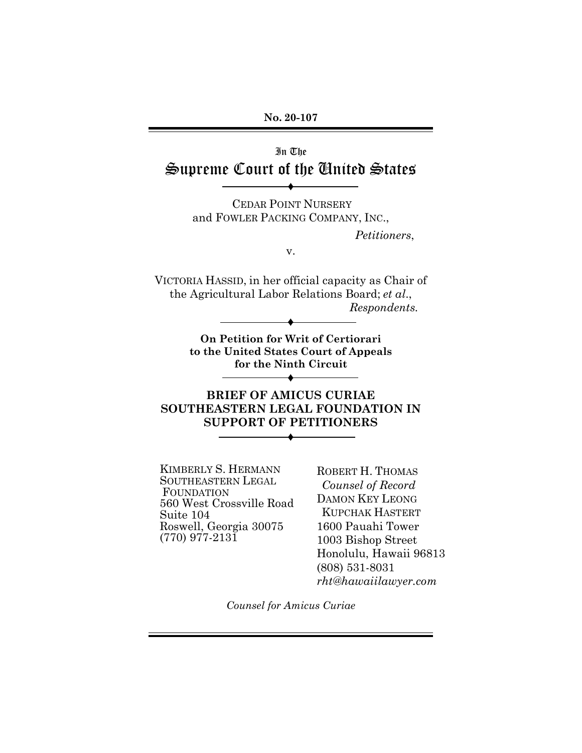**No. 20-107**

In The

# Supreme Court of the United States

CEDAR POINT NURSERY
and FOWLER PACKING COMPANY, INC.,

*Petitioners*,

v.

VICTORIA HASSID, in her official capacity as Chair of the Agricultural Labor Relations Board; *et al.*,

*Respondents.*

**On Petition for Writ of Certiorari to the United States Court of Appeals for the Ninth Circuit**

## BRIEF OF AMICUS CURIAE SOUTHEASTERN LEGAL FOUNDATION IN SUPPORT OF PETITIONERS

KIMBERLY S. HERMANN
SOUTHEASTERN LEGAL FOUNDATION
560 West Crossville Road
Suite 104
Roswell, Georgia 30075
(770) 977-2131

ROBERT H. THOMAS
*Counsel of Record*
DAMON KEY LEONG KUPCHAK HASTERT
1600 Pauahi Tower
1003 Bishop Street
Honolulu, Hawaii 96813
(808) 531-8031
*rht@hawaiilawyer.com*

*Counsel for Amicus Curiae*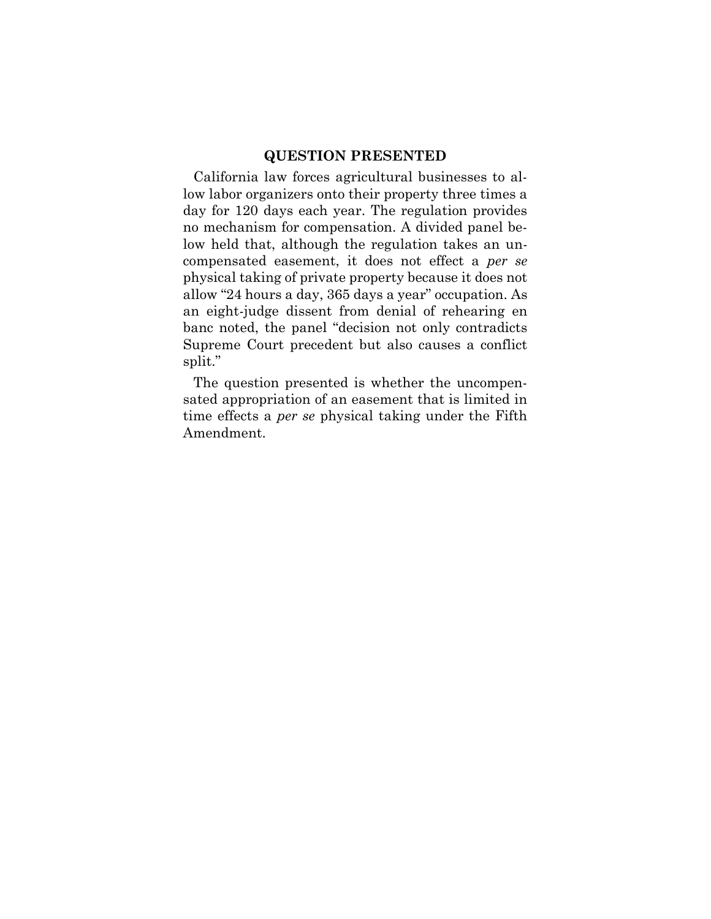## QUESTION PRESENTED

California law forces agricultural businesses to allow labor organizers onto their property three times a day for 120 days each year. The regulation provides no mechanism for compensation. A divided panel below held that, although the regulation takes an uncompensated easement, it does not effect a *per se* physical taking of private property because it does not allow "24 hours a day, 365 days a year" occupation. As an eight-judge dissent from denial of rehearing en banc noted, the panel "decision not only contradicts Supreme Court precedent but also causes a conflict split."

The question presented is whether the uncompensated appropriation of an easement that is limited in time effects a *per se* physical taking under the Fifth Amendment.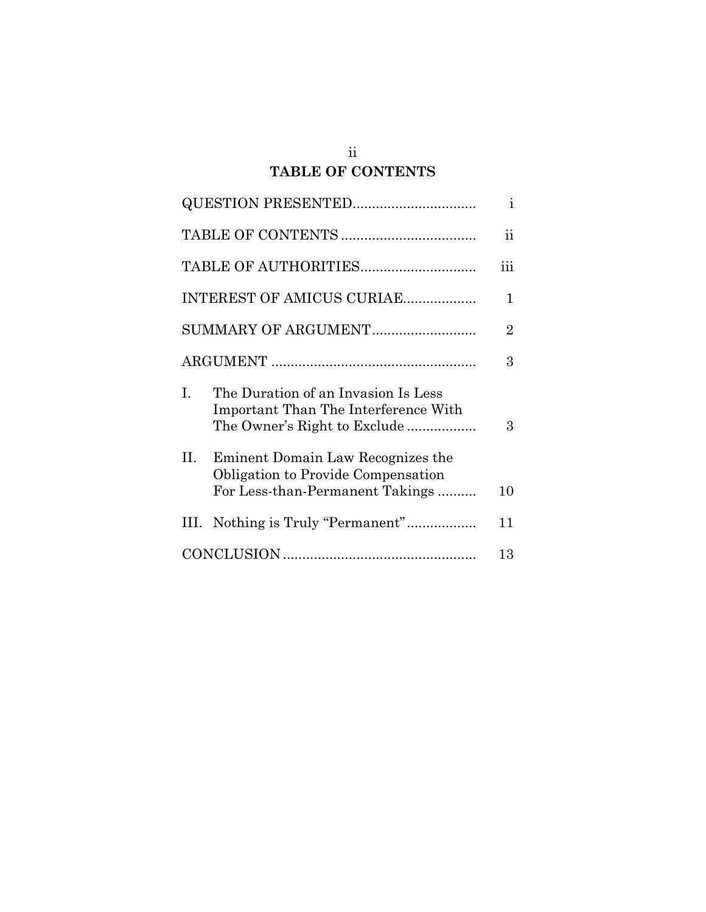# TABLE OF CONTENTS

| | |
|---|---|
| QUESTION PRESENTED | i |
| TABLE OF CONTENTS | ii |
| TABLE OF AUTHORITIES | iii |
| INTEREST OF AMICUS CURIAE | 1 |
| SUMMARY OF ARGUMENT | 2 |
| ARGUMENT | 3 |
| I. The Duration of an Invasion Is Less Important Than The Interference With The Owner's Right to Exclude | 3 |
| II. Eminent Domain Law Recognizes the Obligation to Provide Compensation For Less-than-Permanent Takings | 10 |
| III. Nothing is Truly "Permanent" | 11 |
| CONCLUSION | 13 |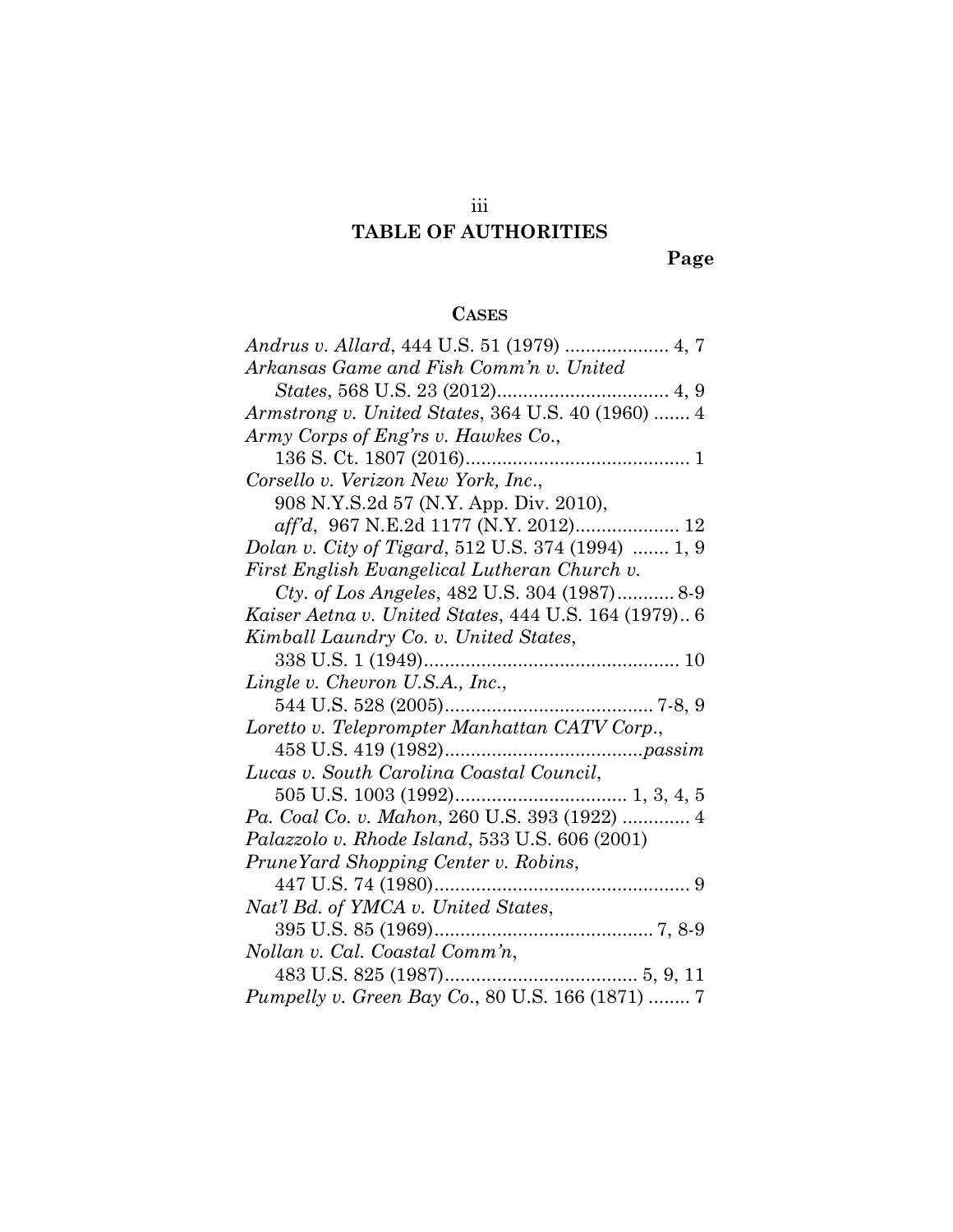# TABLE OF AUTHORITIES

**Page**

## CASES

*Andrus v. Allard*, 444 U.S. 51 (1979) .................... 4, 7

*Arkansas Game and Fish Comm'n v. United States*, 568 U.S. 23 (2012)................................. 4, 9

*Armstrong v. United States*, 364 U.S. 40 (1960) ....... 4

*Army Corps of Eng'rs v. Hawkes Co.*, 136 S. Ct. 1807 (2016)........................................... 1

*Corsello v. Verizon New York, Inc.*, 908 N.Y.S.2d 57 (N.Y. App. Div. 2010), *aff'd*, 967 N.E.2d 1177 (N.Y. 2012).................... 12

*Dolan v. City of Tigard*, 512 U.S. 374 (1994) ....... 1, 9

*First English Evangelical Lutheran Church v. Cty. of Los Angeles*, 482 U.S. 304 (1987)........... 8-9

*Kaiser Aetna v. United States*, 444 U.S. 164 (1979).. 6

*Kimball Laundry Co. v. United States*, 338 U.S. 1 (1949)................................................. 10

*Lingle v. Chevron U.S.A., Inc.*, 544 U.S. 528 (2005)........................................ 7-8, 9

*Loretto v. Teleprompter Manhattan CATV Corp.*, 458 U.S. 419 (1982)......................................*passim*

*Lucas v. South Carolina Coastal Council*, 505 U.S. 1003 (1992)................................. 1, 3, 4, 5

*Pa. Coal Co. v. Mahon*, 260 U.S. 393 (1922) ............. 4

*Palazzolo v. Rhode Island*, 533 U.S. 606 (2001)

*PruneYard Shopping Center v. Robins*, 447 U.S. 74 (1980)................................................. 9

*Nat'l Bd. of YMCA v. United States*, 395 U.S. 85 (1969).......................................... 7, 8-9

*Nollan v. Cal. Coastal Comm'n*, 483 U.S. 825 (1987)..................................... 5, 9, 11

*Pumpelly v. Green Bay Co.*, 80 U.S. 166 (1871) ........ 7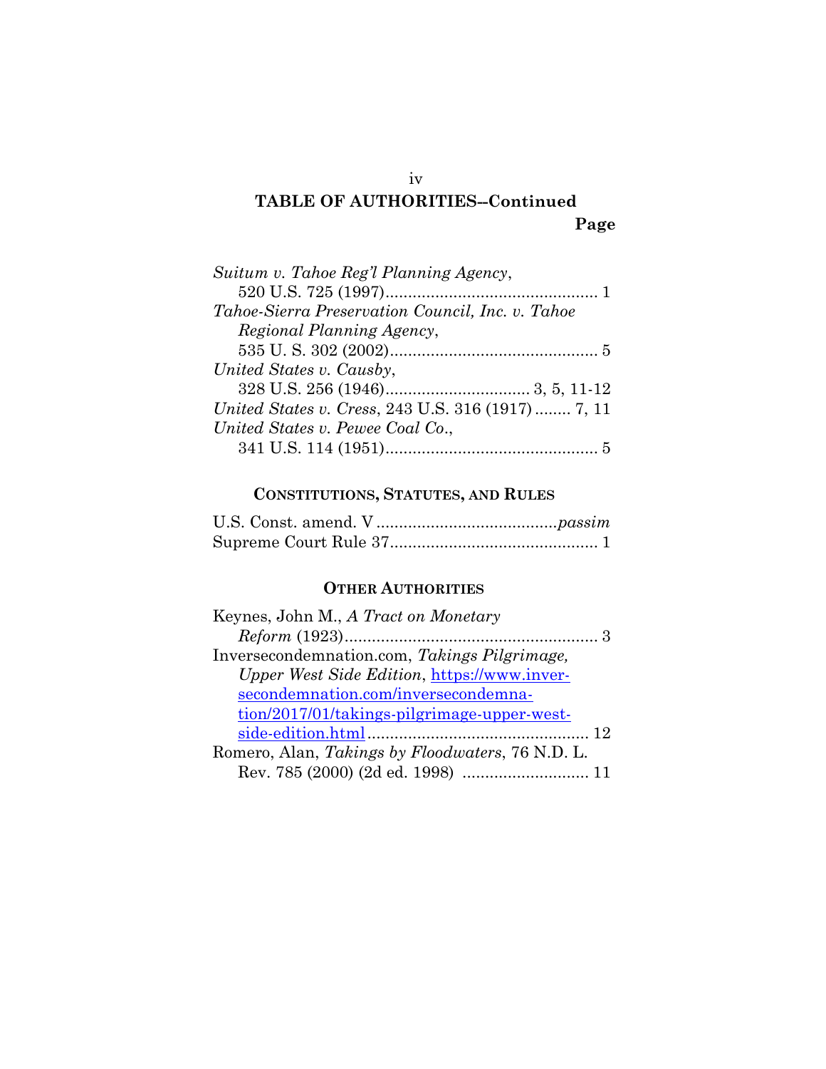## TABLE OF AUTHORITIES--Continued

**Page**

*Suitum v. Tahoe Reg'l Planning Agency*, 520 U.S. 725 (1997)............................................. 1

*Tahoe-Sierra Preservation Council, Inc. v. Tahoe Regional Planning Agency*, 535 U. S. 302 (2002)............................................. 5

*United States v. Causby*, 328 U.S. 256 (1946)............................... 3, 5, 11-12

*United States v. Cress*, 243 U.S. 316 (1917)........ 7, 11

*United States v. Pewee Coal Co.*, 341 U.S. 114 (1951)............................................... 5

### CONSTITUTIONS, STATUTES, AND RULES

U.S. Const. amend. V.......................................*passim*

Supreme Court Rule 37............................................. 1

### OTHER AUTHORITIES

Keynes, John M., *A Tract on Monetary Reform* (1923)........................................................ 3

Inversecondemnation.com, *Takings Pilgrimage, Upper West Side Edition*, https://www.inversecondemnation.com/inversecondemnation/2017/01/takings-pilgrimage-upper-west-side-edition.html................................................ 12

Romero, Alan, *Takings by Floodwaters*, 76 N.D. L. Rev. 785 (2000) (2d ed. 1998) ........................... 11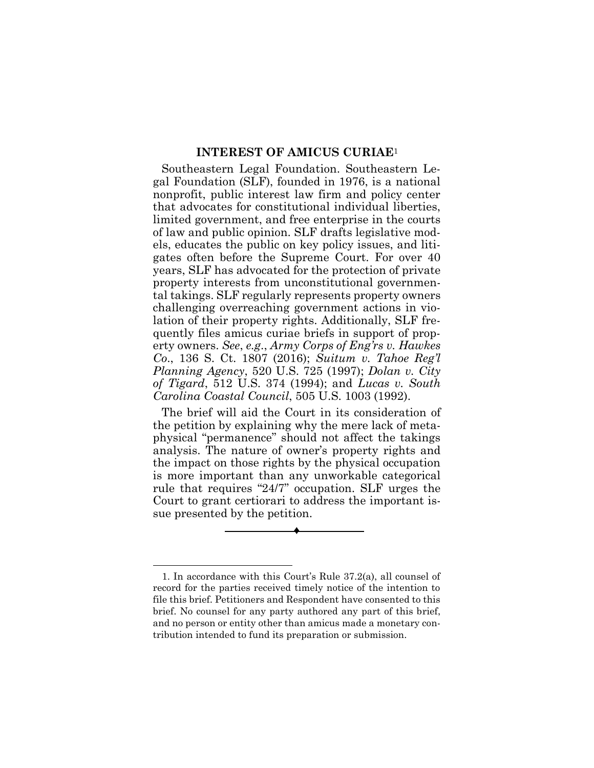## INTEREST OF AMICUS CURIAE[1]

Southeastern Legal Foundation. Southeastern Legal Foundation (SLF), founded in 1976, is a national nonprofit, public interest law firm and policy center that advocates for constitutional individual liberties, limited government, and free enterprise in the courts of law and public opinion. SLF drafts legislative models, educates the public on key policy issues, and litigates often before the Supreme Court. For over 40 years, SLF has advocated for the protection of private property interests from unconstitutional governmental takings. SLF regularly represents property owners challenging overreaching government actions in violation of their property rights. Additionally, SLF frequently files amicus curiae briefs in support of property owners. *See*, *e.g*., *Army Corps of Eng'rs v. Hawkes Co*., 136 S. Ct. 1807 (2016); *Suitum v. Tahoe Reg'l Planning Agency*, 520 U.S. 725 (1997); *Dolan v. City of Tigard*, 512 U.S. 374 (1994); and *Lucas v. South Carolina Coastal Council*, 505 U.S. 1003 (1992).

The brief will aid the Court in its consideration of the petition by explaining why the mere lack of metaphysical "permanence" should not affect the takings analysis. The nature of owner's property rights and the impact on those rights by the physical occupation is more important than any unworkable categorical rule that requires "24/7" occupation. SLF urges the Court to grant certiorari to address the important issue presented by the petition.

---

1. In accordance with this Court's Rule 37.2(a), all counsel of record for the parties received timely notice of the intention to file this brief. Petitioners and Respondent have consented to this brief. No counsel for any party authored any part of this brief, and no person or entity other than amicus made a monetary contribution intended to fund its preparation or submission.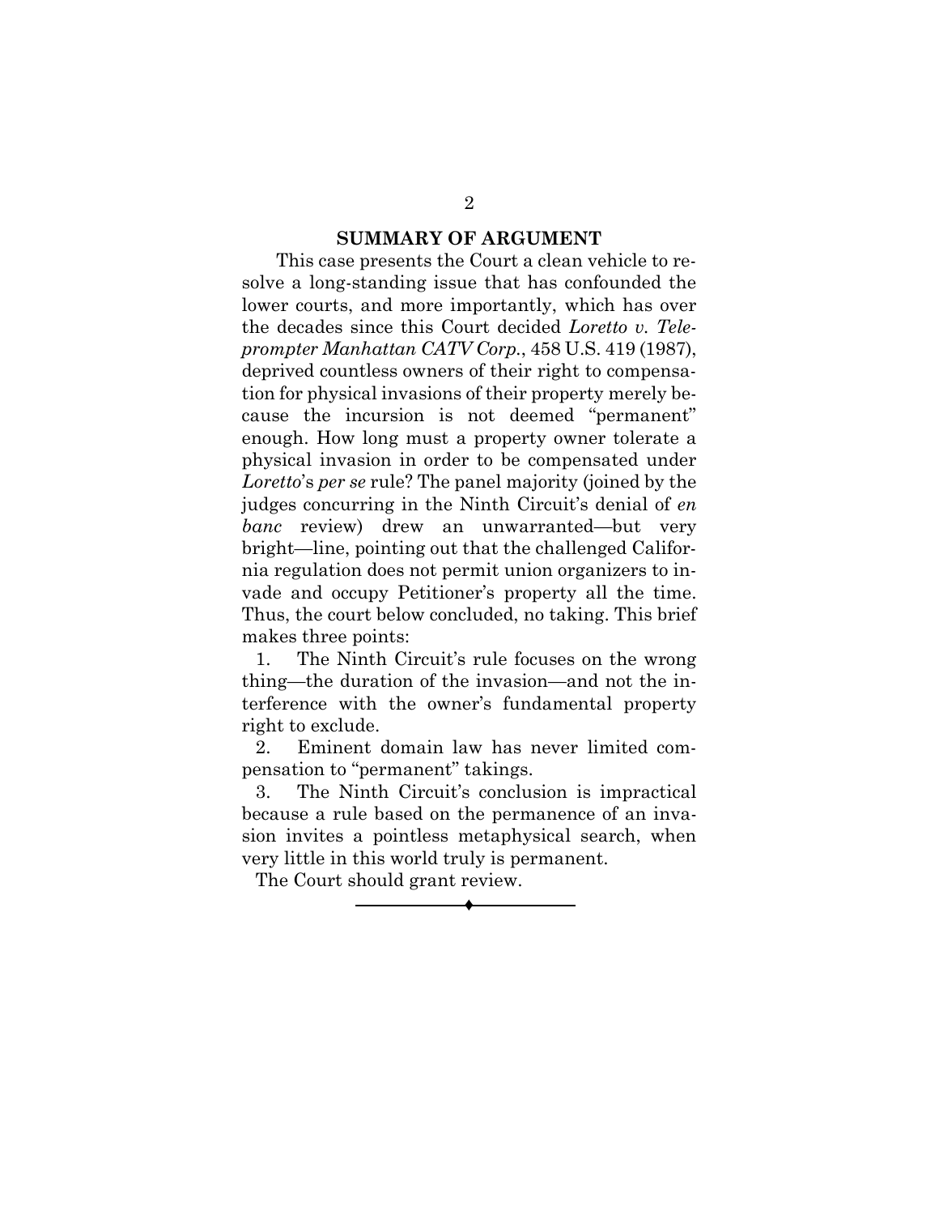## SUMMARY OF ARGUMENT

This case presents the Court a clean vehicle to resolve a long-standing issue that has confounded the lower courts, and more importantly, which has over the decades since this Court decided *Loretto v. Teleprompter Manhattan CATV Corp.*, 458 U.S. 419 (1987), deprived countless owners of their right to compensation for physical invasions of their property merely because the incursion is not deemed "permanent" enough. How long must a property owner tolerate a physical invasion in order to be compensated under *Loretto*'s *per se* rule? The panel majority (joined by the judges concurring in the Ninth Circuit's denial of *en banc* review) drew an unwarranted—but very bright—line, pointing out that the challenged California regulation does not permit union organizers to invade and occupy Petitioner's property all the time. Thus, the court below concluded, no taking. This brief makes three points:

1. The Ninth Circuit's rule focuses on the wrong thing—the duration of the invasion—and not the interference with the owner's fundamental property right to exclude.
2. Eminent domain law has never limited compensation to "permanent" takings.
3. The Ninth Circuit's conclusion is impractical because a rule based on the permanence of an invasion invites a pointless metaphysical search, when very little in this world truly is permanent.

The Court should grant review.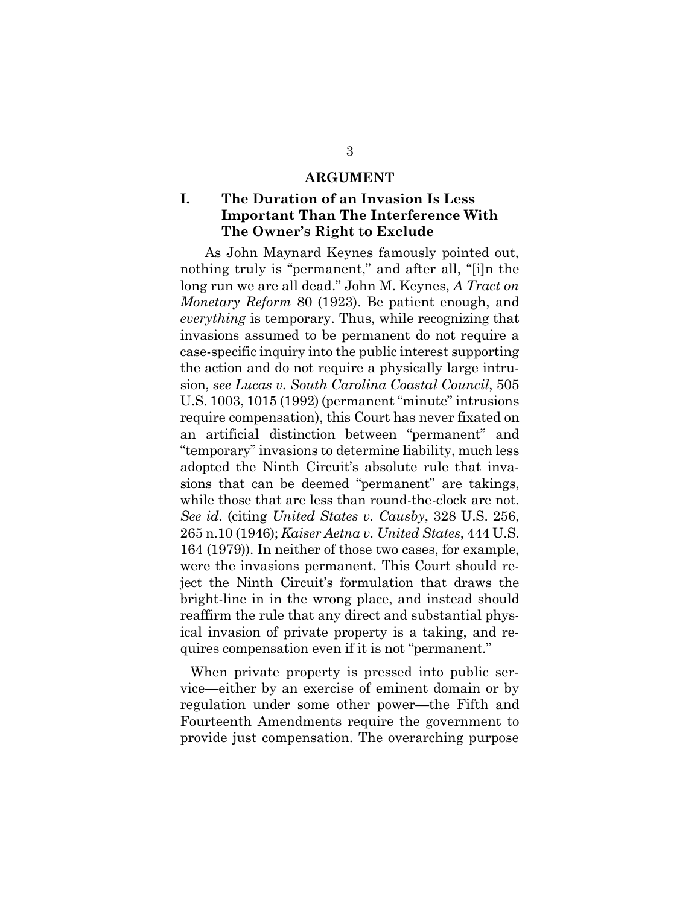# ARGUMENT

## I. The Duration of an Invasion Is Less Important Than The Interference With The Owner's Right to Exclude

As John Maynard Keynes famously pointed out, nothing truly is "permanent," and after all, "[i]n the long run we are all dead." John M. Keynes, *A Tract on Monetary Reform* 80 (1923). Be patient enough, and *everything* is temporary. Thus, while recognizing that invasions assumed to be permanent do not require a case-specific inquiry into the public interest supporting the action and do not require a physically large intrusion, *see Lucas v. South Carolina Coastal Council*, 505 U.S. 1003, 1015 (1992) (permanent "minute" intrusions require compensation), this Court has never fixated on an artificial distinction between "permanent" and "temporary" invasions to determine liability, much less adopted the Ninth Circuit's absolute rule that invasions that can be deemed "permanent" are takings, while those that are less than round-the-clock are not. *See id*. (citing *United States v. Causby*, 328 U.S. 256, 265 n.10 (1946); *Kaiser Aetna v. United States*, 444 U.S. 164 (1979)). In neither of those two cases, for example, were the invasions permanent. This Court should reject the Ninth Circuit's formulation that draws the bright-line in in the wrong place, and instead should reaffirm the rule that any direct and substantial physical invasion of private property is a taking, and requires compensation even if it is not "permanent."

When private property is pressed into public service—either by an exercise of eminent domain or by regulation under some other power—the Fifth and Fourteenth Amendments require the government to provide just compensation. The overarching purpose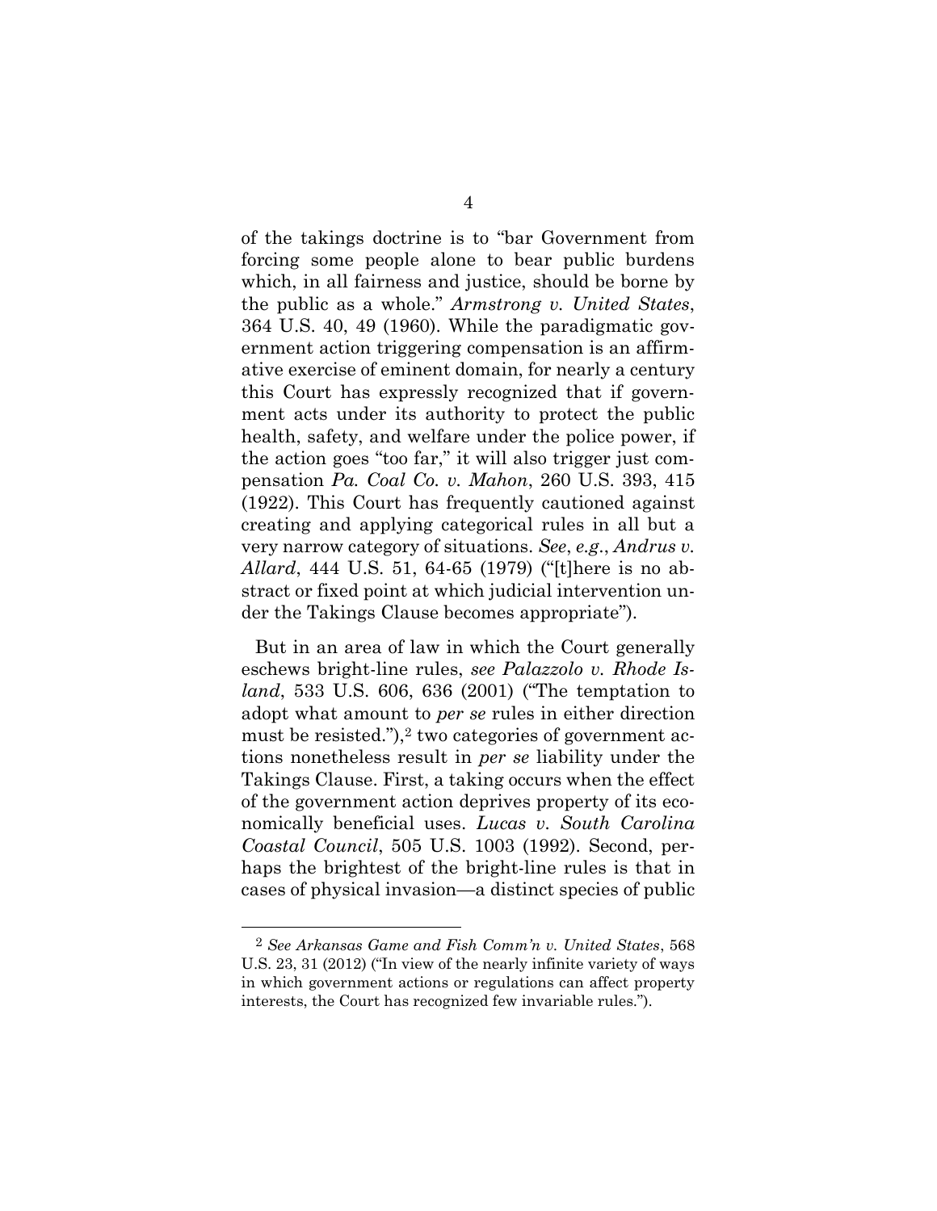of the takings doctrine is to "bar Government from forcing some people alone to bear public burdens which, in all fairness and justice, should be borne by the public as a whole." *Armstrong v. United States*, 364 U.S. 40, 49 (1960). While the paradigmatic government action triggering compensation is an affirmative exercise of eminent domain, for nearly a century this Court has expressly recognized that if government acts under its authority to protect the public health, safety, and welfare under the police power, if the action goes "too far," it will also trigger just compensation *Pa. Coal Co. v. Mahon*, 260 U.S. 393, 415 (1922). This Court has frequently cautioned against creating and applying categorical rules in all but a very narrow category of situations. *See*, *e.g.*, *Andrus v. Allard*, 444 U.S. 51, 64-65 (1979) ("[t]here is no abstract or fixed point at which judicial intervention under the Takings Clause becomes appropriate").

But in an area of law in which the Court generally eschews bright-line rules, *see Palazzolo v. Rhode Island*, 533 U.S. 606, 636 (2001) ("The temptation to adopt what amount to *per se* rules in either direction must be resisted."),[2] two categories of government actions nonetheless result in *per se* liability under the Takings Clause. First, a taking occurs when the effect of the government action deprives property of its economically beneficial uses. *Lucas v. South Carolina Coastal Council*, 505 U.S. 1003 (1992). Second, perhaps the brightest of the bright-line rules is that in cases of physical invasion—a distinct species of public

---

[2] *See Arkansas Game and Fish Comm'n v. United States*, 568 U.S. 23, 31 (2012) ("In view of the nearly infinite variety of ways in which government actions or regulations can affect property interests, the Court has recognized few invariable rules.").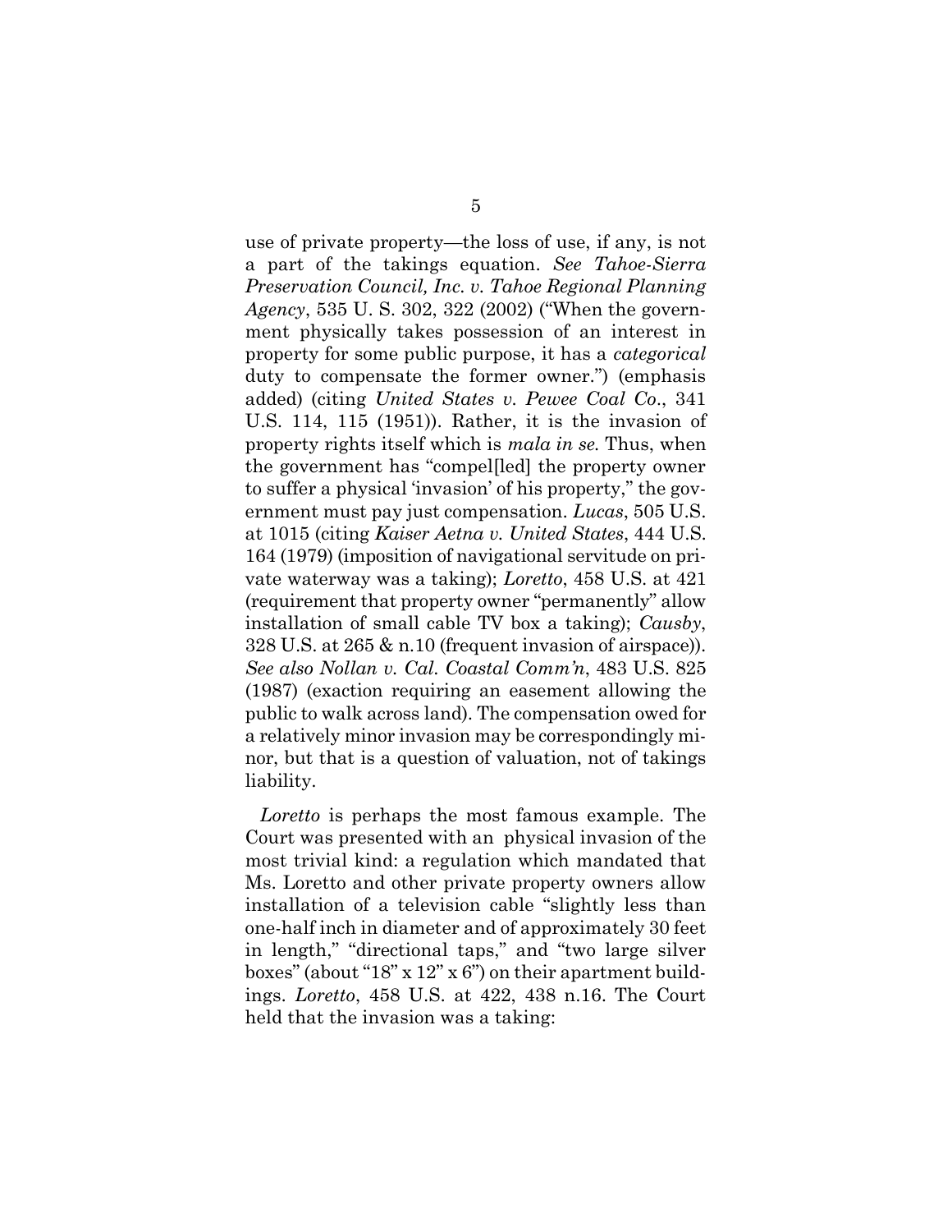use of private property—the loss of use, if any, is not a part of the takings equation. *See Tahoe-Sierra Preservation Council, Inc. v. Tahoe Regional Planning Agency*, 535 U. S. 302, 322 (2002) ("When the government physically takes possession of an interest in property for some public purpose, it has a *categorical* duty to compensate the former owner.") (emphasis added) (citing *United States v. Pewee Coal Co*., 341 U.S. 114, 115 (1951)). Rather, it is the invasion of property rights itself which is *mala in se.* Thus, when the government has "compel[led] the property owner to suffer a physical 'invasion' of his property," the government must pay just compensation. *Lucas*, 505 U.S. at 1015 (citing *Kaiser Aetna v. United States*, 444 U.S. 164 (1979) (imposition of navigational servitude on private waterway was a taking); *Loretto*, 458 U.S. at 421 (requirement that property owner "permanently" allow installation of small cable TV box a taking); *Causby*, 328 U.S. at 265 & n.10 (frequent invasion of airspace)). *See also Nollan v. Cal. Coastal Comm'n*, 483 U.S. 825 (1987) (exaction requiring an easement allowing the public to walk across land). The compensation owed for a relatively minor invasion may be correspondingly minor, but that is a question of valuation, not of takings liability.

*Loretto* is perhaps the most famous example. The Court was presented with an physical invasion of the most trivial kind: a regulation which mandated that Ms. Loretto and other private property owners allow installation of a television cable "slightly less than one-half inch in diameter and of approximately 30 feet in length," "directional taps," and "two large silver boxes" (about "18" x 12" x 6") on their apartment buildings. *Loretto*, 458 U.S. at 422, 438 n.16. The Court held that the invasion was a taking: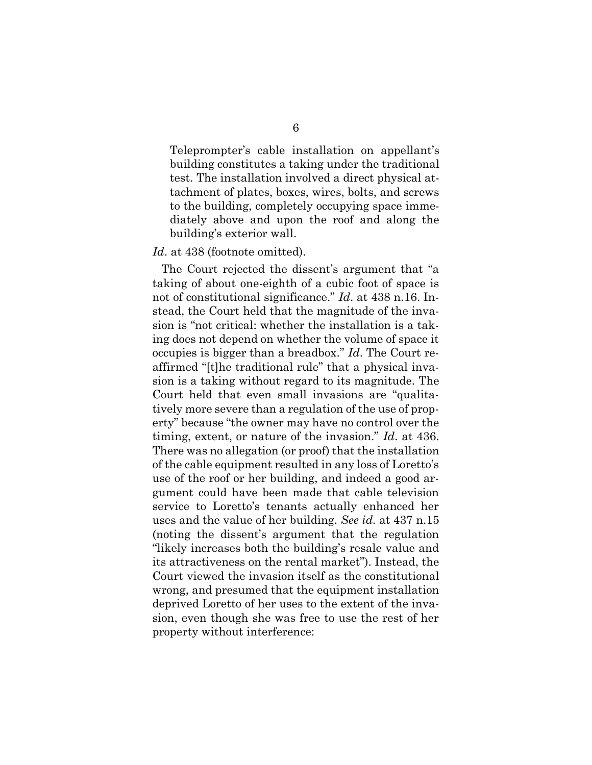> Teleprompter's cable installation on appellant's building constitutes a taking under the traditional test. The installation involved a direct physical attachment of plates, boxes, wires, bolts, and screws to the building, completely occupying space immediately above and upon the roof and along the building's exterior wall.

*Id*. at 438 (footnote omitted).

The Court rejected the dissent's argument that "a taking of about one-eighth of a cubic foot of space is not of constitutional significance." *Id*. at 438 n.16. Instead, the Court held that the magnitude of the invasion is "not critical: whether the installation is a taking does not depend on whether the volume of space it occupies is bigger than a breadbox." *Id*. The Court reaffirmed "[t]he traditional rule" that a physical invasion is a taking without regard to its magnitude. The Court held that even small invasions are "qualitatively more severe than a regulation of the use of property" because "the owner may have no control over the timing, extent, or nature of the invasion." *Id*. at 436. There was no allegation (or proof) that the installation of the cable equipment resulted in any loss of Loretto's use of the roof or her building, and indeed a good argument could have been made that cable television service to Loretto's tenants actually enhanced her uses and the value of her building. *See id.* at 437 n.15 (noting the dissent's argument that the regulation "likely increases both the building's resale value and its attractiveness on the rental market"). Instead, the Court viewed the invasion itself as the constitutional wrong, and presumed that the equipment installation deprived Loretto of her uses to the extent of the invasion, even though she was free to use the rest of her property without interference: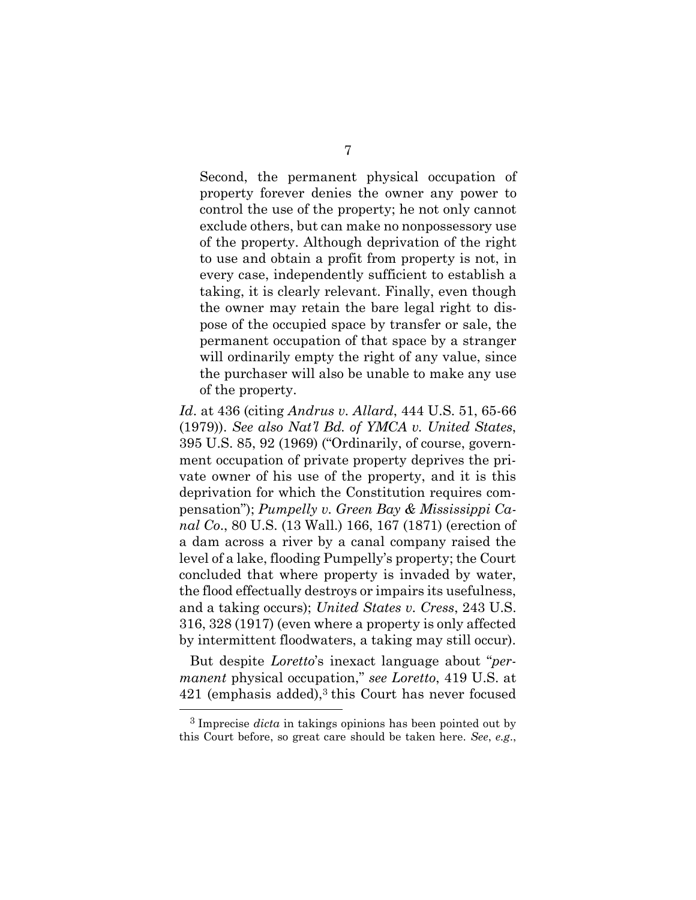> Second, the permanent physical occupation of property forever denies the owner any power to control the use of the property; he not only cannot exclude others, but can make no nonpossessory use of the property. Although deprivation of the right to use and obtain a profit from property is not, in every case, independently sufficient to establish a taking, it is clearly relevant. Finally, even though the owner may retain the bare legal right to dispose of the occupied space by transfer or sale, the permanent occupation of that space by a stranger will ordinarily empty the right of any value, since the purchaser will also be unable to make any use of the property.

*Id*. at 436 (citing *Andrus v. Allard*, 444 U.S. 51, 65-66 (1979)). *See also Nat'l Bd. of YMCA v. United States*, 395 U.S. 85, 92 (1969) ("Ordinarily, of course, government occupation of private property deprives the private owner of his use of the property, and it is this deprivation for which the Constitution requires compensation"); *Pumpelly v. Green Bay & Mississippi Canal Co*., 80 U.S. (13 Wall.) 166, 167 (1871) (erection of a dam across a river by a canal company raised the level of a lake, flooding Pumpelly's property; the Court concluded that where property is invaded by water, the flood effectually destroys or impairs its usefulness, and a taking occurs); *United States v. Cress*, 243 U.S. 316, 328 (1917) (even where a property is only affected by intermittent floodwaters, a taking may still occur).

But despite *Loretto*'s inexact language about "*permanent* physical occupation," *see Loretto*, 419 U.S. at 421 (emphasis added),[3] this Court has never focused

[3] Imprecise *dicta* in takings opinions has been pointed out by this Court before, so great care should be taken here. *See*, *e.g*.,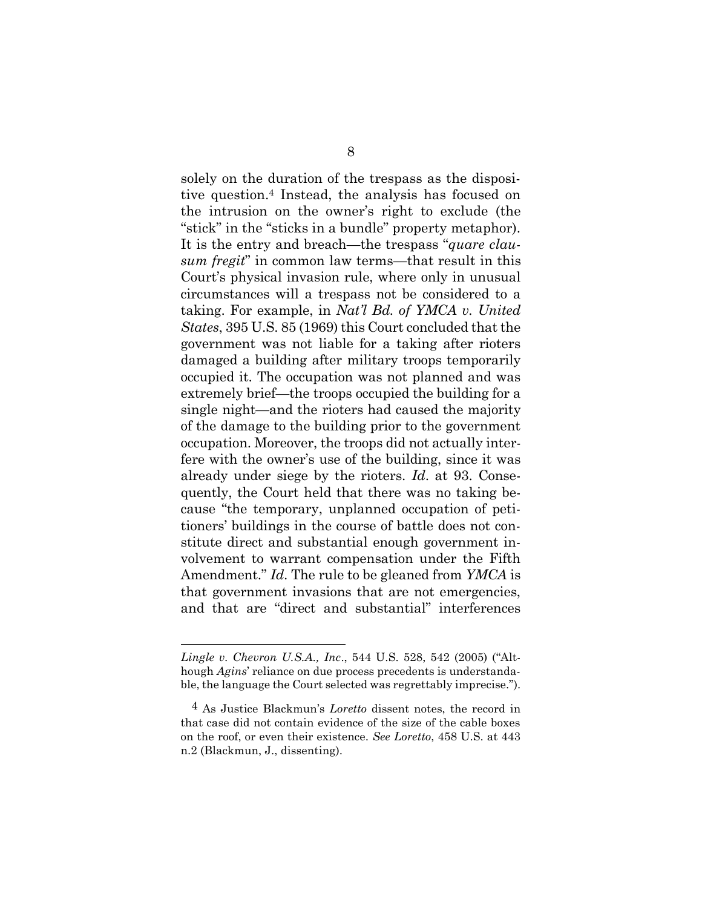solely on the duration of the trespass as the dispositive question.[4] Instead, the analysis has focused on the intrusion on the owner's right to exclude (the "stick" in the "sticks in a bundle" property metaphor). It is the entry and breach—the trespass "*quare clausum fregit*" in common law terms—that result in this Court's physical invasion rule, where only in unusual circumstances will a trespass not be considered to a taking. For example, in *Nat'l Bd. of YMCA v. United States*, 395 U.S. 85 (1969) this Court concluded that the government was not liable for a taking after rioters damaged a building after military troops temporarily occupied it. The occupation was not planned and was extremely brief—the troops occupied the building for a single night—and the rioters had caused the majority of the damage to the building prior to the government occupation. Moreover, the troops did not actually interfere with the owner's use of the building, since it was already under siege by the rioters. *Id*. at 93. Consequently, the Court held that there was no taking because "the temporary, unplanned occupation of petitioners' buildings in the course of battle does not constitute direct and substantial enough government involvement to warrant compensation under the Fifth Amendment." *Id*. The rule to be gleaned from *YMCA* is that government invasions that are not emergencies, and that are "direct and substantial" interferences

---

*Lingle v. Chevron U.S.A., Inc*., 544 U.S. 528, 542 (2005) ("Although *Agins*' reliance on due process precedents is understandable, the language the Court selected was regrettably imprecise.").

[4] As Justice Blackmun's *Loretto* dissent notes, the record in that case did not contain evidence of the size of the cable boxes on the roof, or even their existence. *See Loretto*, 458 U.S. at 443 n.2 (Blackmun, J., dissenting).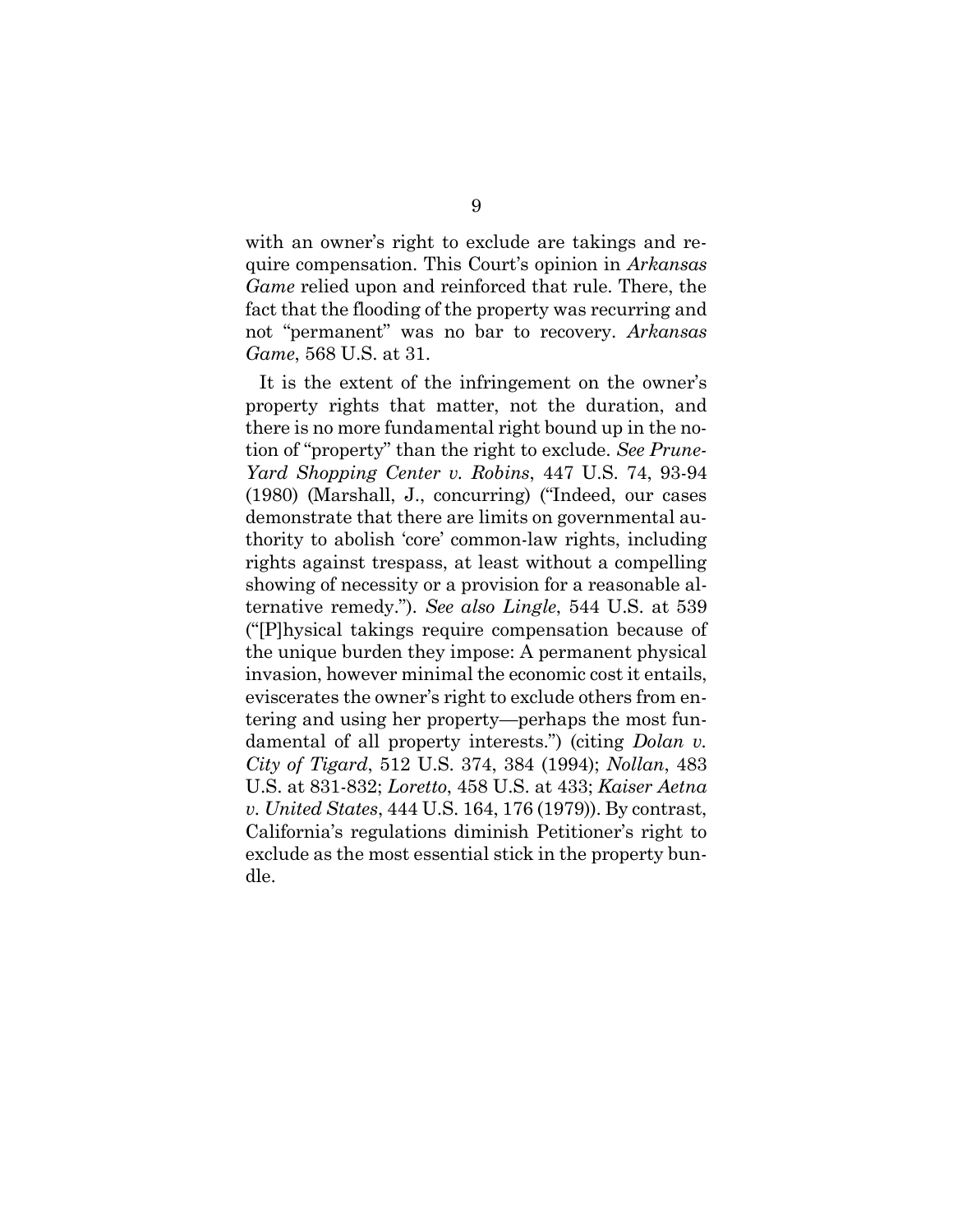with an owner's right to exclude are takings and require compensation. This Court's opinion in *Arkansas Game* relied upon and reinforced that rule. There, the fact that the flooding of the property was recurring and not "permanent" was no bar to recovery. *Arkansas Game*, 568 U.S. at 31.

It is the extent of the infringement on the owner's property rights that matter, not the duration, and there is no more fundamental right bound up in the notion of "property" than the right to exclude. *See Prune-Yard Shopping Center v. Robins*, 447 U.S. 74, 93-94 (1980) (Marshall, J., concurring) ("Indeed, our cases demonstrate that there are limits on governmental authority to abolish 'core' common-law rights, including rights against trespass, at least without a compelling showing of necessity or a provision for a reasonable alternative remedy."). *See also Lingle*, 544 U.S. at 539 ("[P]hysical takings require compensation because of the unique burden they impose: A permanent physical invasion, however minimal the economic cost it entails, eviscerates the owner's right to exclude others from entering and using her property—perhaps the most fundamental of all property interests.") (citing *Dolan v. City of Tigard*, 512 U.S. 374, 384 (1994); *Nollan*, 483 U.S. at 831-832; *Loretto*, 458 U.S. at 433; *Kaiser Aetna v. United States*, 444 U.S. 164, 176 (1979)). By contrast, California's regulations diminish Petitioner's right to exclude as the most essential stick in the property bundle.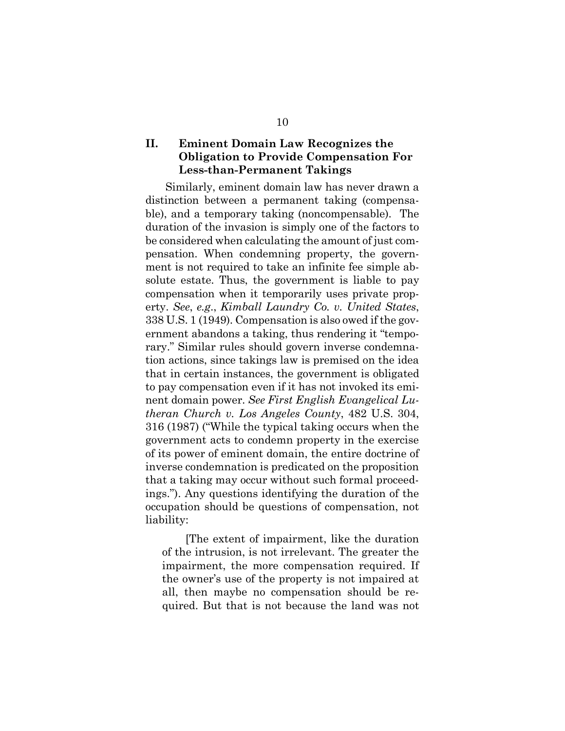## II. Eminent Domain Law Recognizes the Obligation to Provide Compensation For Less-than-Permanent Takings

Similarly, eminent domain law has never drawn a distinction between a permanent taking (compensable), and a temporary taking (noncompensable). The duration of the invasion is simply one of the factors to be considered when calculating the amount of just compensation. When condemning property, the government is not required to take an infinite fee simple absolute estate. Thus, the government is liable to pay compensation when it temporarily uses private property. *See*, *e.g.*, *Kimball Laundry Co. v. United States*, 338 U.S. 1 (1949). Compensation is also owed if the government abandons a taking, thus rendering it "temporary." Similar rules should govern inverse condemnation actions, since takings law is premised on the idea that in certain instances, the government is obligated to pay compensation even if it has not invoked its eminent domain power. *See First English Evangelical Lutheran Church v. Los Angeles County*, 482 U.S. 304, 316 (1987) ("While the typical taking occurs when the government acts to condemn property in the exercise of its power of eminent domain, the entire doctrine of inverse condemnation is predicated on the proposition that a taking may occur without such formal proceedings."). Any questions identifying the duration of the occupation should be questions of compensation, not liability:

> [The extent of impairment, like the duration of the intrusion, is not irrelevant. The greater the impairment, the more compensation required. If the owner's use of the property is not impaired at all, then maybe no compensation should be required. But that is not because the land was not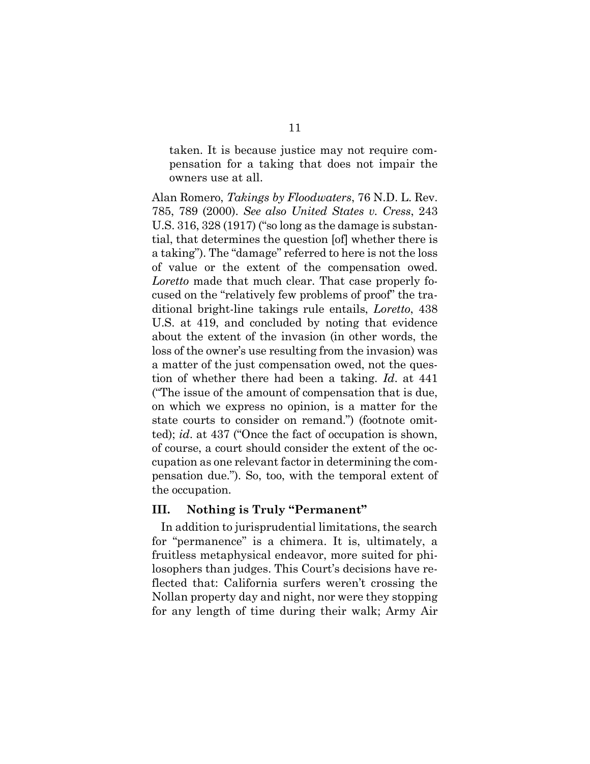> taken. It is because justice may not require compensation for a taking that does not impair the owners use at all.

Alan Romero, *Takings by Floodwaters*, 76 N.D. L. Rev. 785, 789 (2000). *See also United States v. Cress*, 243 U.S. 316, 328 (1917) ("so long as the damage is substantial, that determines the question [of] whether there is a taking"). The "damage" referred to here is not the loss of value or the extent of the compensation owed. *Loretto* made that much clear. That case properly focused on the "relatively few problems of proof" the traditional bright-line takings rule entails, *Loretto*, 438 U.S. at 419, and concluded by noting that evidence about the extent of the invasion (in other words, the loss of the owner's use resulting from the invasion) was a matter of the just compensation owed, not the question of whether there had been a taking. *Id*. at 441 ("The issue of the amount of compensation that is due, on which we express no opinion, is a matter for the state courts to consider on remand.") (footnote omitted); *id*. at 437 ("Once the fact of occupation is shown, of course, a court should consider the extent of the occupation as one relevant factor in determining the compensation due."). So, too, with the temporal extent of the occupation.

## III. Nothing is Truly "Permanent"

In addition to jurisprudential limitations, the search for "permanence" is a chimera. It is, ultimately, a fruitless metaphysical endeavor, more suited for philosophers than judges. This Court's decisions have reflected that: California surfers weren't crossing the Nollan property day and night, nor were they stopping for any length of time during their walk; Army Air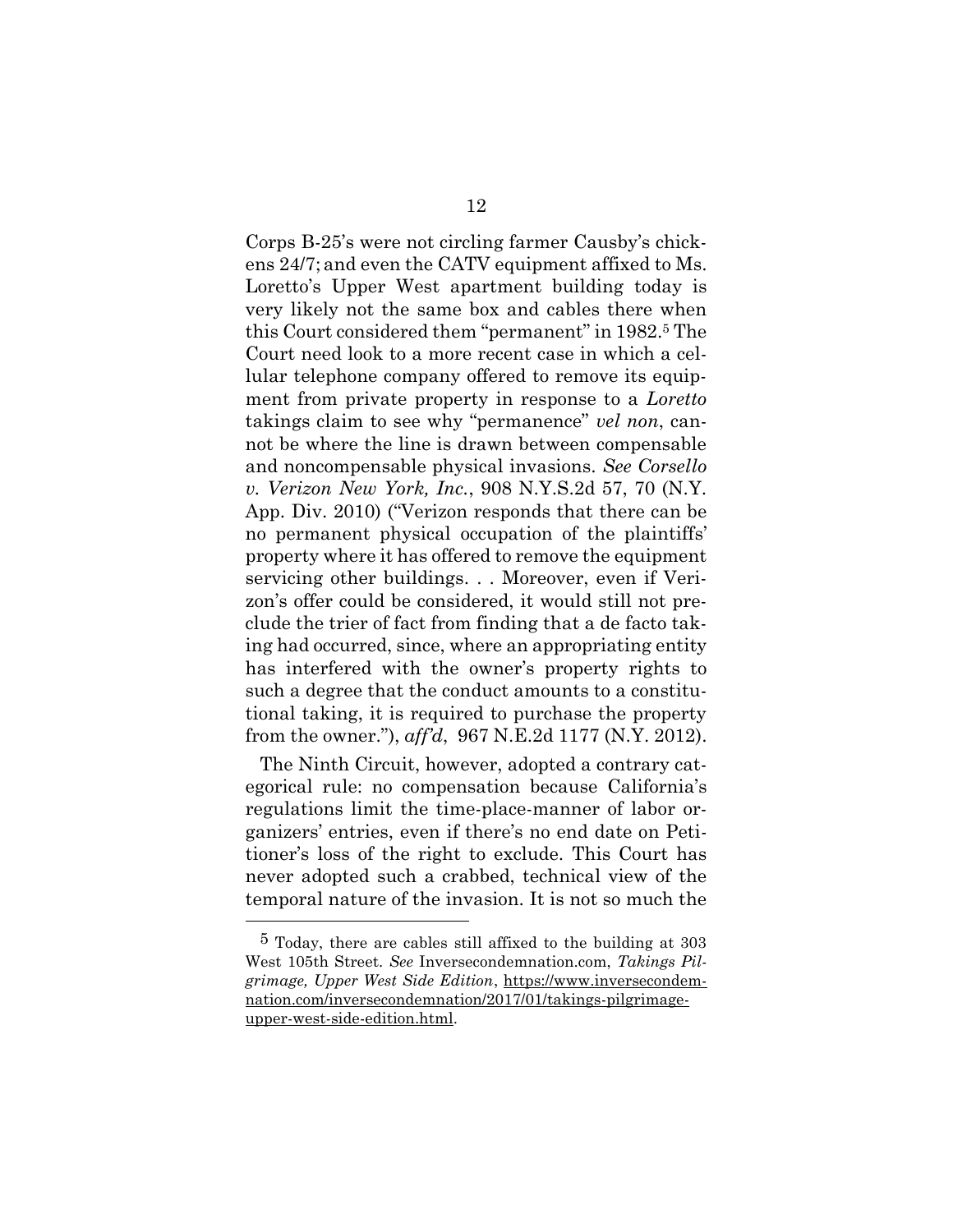Corps B-25's were not circling farmer Causby's chickens 24/7; and even the CATV equipment affixed to Ms. Loretto's Upper West apartment building today is very likely not the same box and cables there when this Court considered them "permanent" in 1982.[5] The Court need look to a more recent case in which a cellular telephone company offered to remove its equipment from private property in response to a *Loretto* takings claim to see why "permanence" *vel non*, cannot be where the line is drawn between compensable and noncompensable physical invasions. *See Corsello v. Verizon New York, Inc.*, 908 N.Y.S.2d 57, 70 (N.Y. App. Div. 2010) ("Verizon responds that there can be no permanent physical occupation of the plaintiffs' property where it has offered to remove the equipment servicing other buildings. . . Moreover, even if Verizon's offer could be considered, it would still not preclude the trier of fact from finding that a de facto taking had occurred, since, where an appropriating entity has interfered with the owner's property rights to such a degree that the conduct amounts to a constitutional taking, it is required to purchase the property from the owner."), *aff'd*, 967 N.E.2d 1177 (N.Y. 2012).

The Ninth Circuit, however, adopted a contrary categorical rule: no compensation because California's regulations limit the time-place-manner of labor organizers' entries, even if there's no end date on Petitioner's loss of the right to exclude. This Court has never adopted such a crabbed, technical view of the temporal nature of the invasion. It is not so much the

---

[5] Today, there are cables still affixed to the building at 303 West 105th Street. *See* Inversecondemnation.com, *Takings Pilgrimage, Upper West Side Edition*, https://www.inversecondemnation.com/inversecondemnation/2017/01/takings-pilgrimage-upper-west-side-edition.html.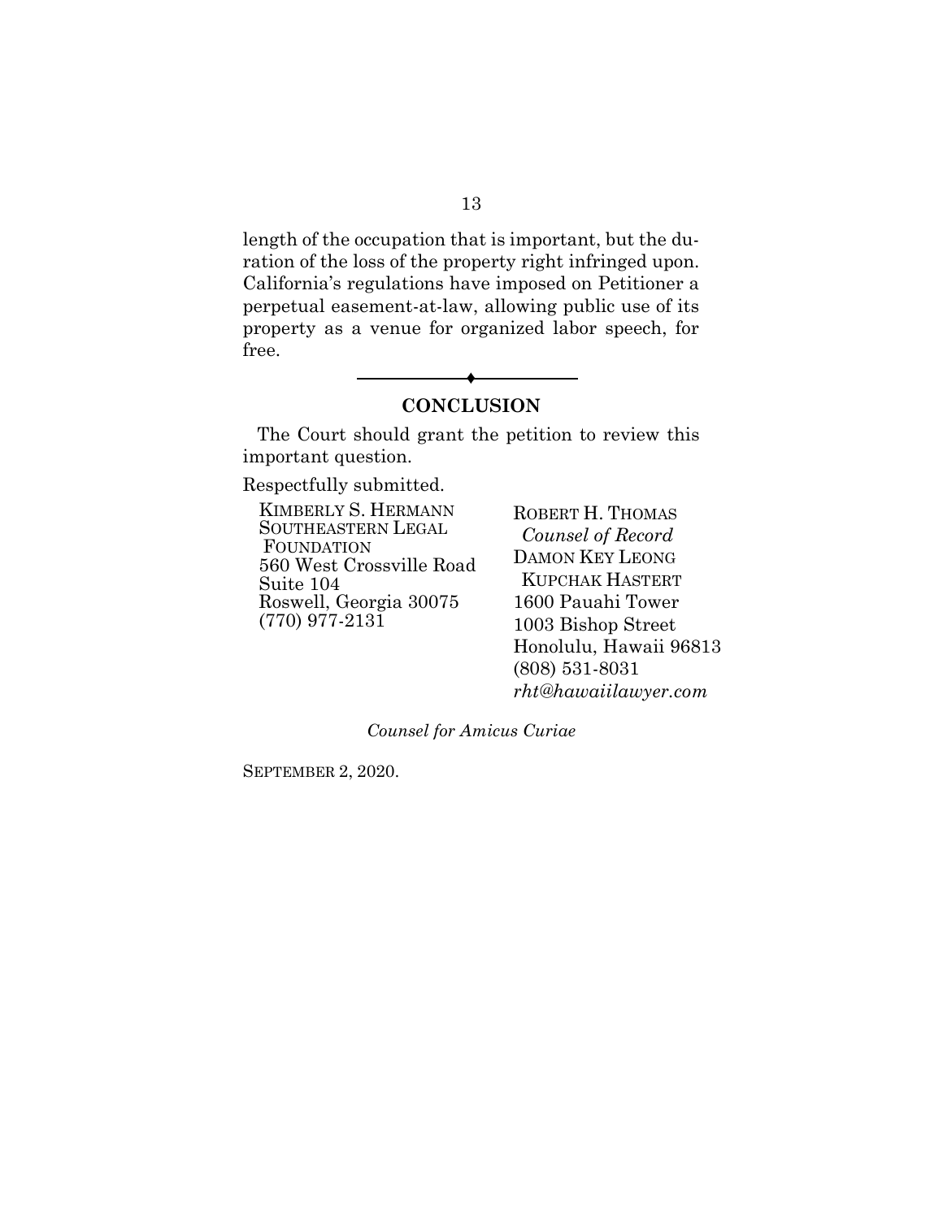length of the occupation that is important, but the duration of the loss of the property right infringed upon. California's regulations have imposed on Petitioner a perpetual easement-at-law, allowing public use of its property as a venue for organized labor speech, for free.

## CONCLUSION

The Court should grant the petition to review this important question.

Respectfully submitted.

KIMBERLY S. HERMANN
SOUTHEASTERN LEGAL FOUNDATION
560 West Crossville Road
Suite 104
Roswell, Georgia 30075
(770) 977-2131

ROBERT H. THOMAS
*Counsel of Record*
DAMON KEY LEONG KUPCHAK HASTERT
1600 Pauahi Tower
1003 Bishop Street
Honolulu, Hawaii 96813
(808) 531-8031
*rht@hawaiilawyer.com*

*Counsel for Amicus Curiae*

SEPTEMBER 2, 2020.